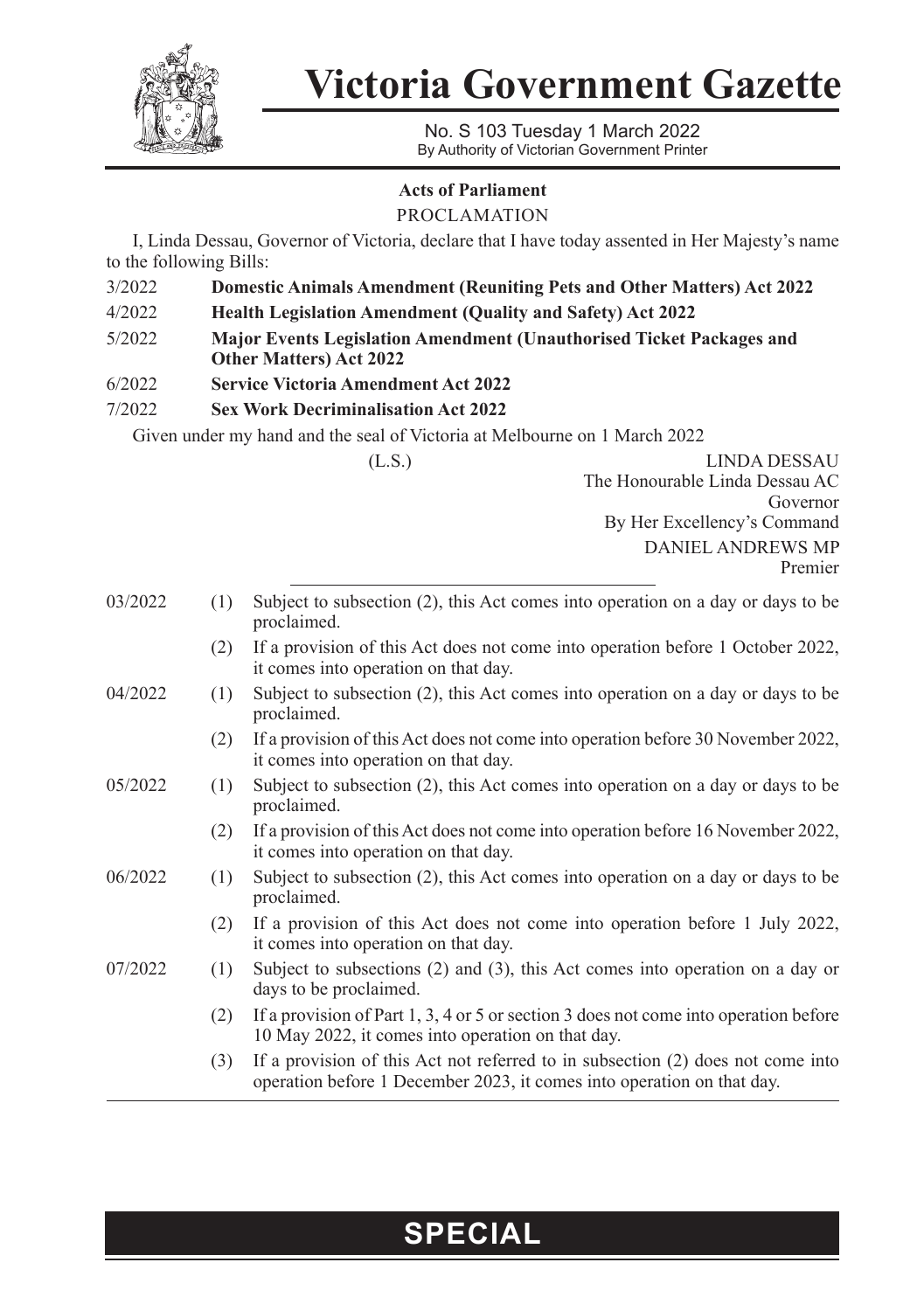# Victoria Government Gazette

No. S 103 Tuesday 1 March 2022
By Authority of Victorian Government Printer

## Acts of Parliament

PROCLAMATION

I, Linda Dessau, Governor of Victoria, declare that I have today assented in Her Majesty's name to the following Bills:

| | |
|---|---|
| 3/2022 | **Domestic Animals Amendment (Reuniting Pets and Other Matters) Act 2022** |
| 4/2022 | **Health Legislation Amendment (Quality and Safety) Act 2022** |
| 5/2022 | **Major Events Legislation Amendment (Unauthorised Ticket Packages and Other Matters) Act 2022** |
| 6/2022 | **Service Victoria Amendment Act 2022** |
| 7/2022 | **Sex Work Decriminalisation Act 2022** |

Given under my hand and the seal of Victoria at Melbourne on 1 March 2022

(L.S.)

LINDA DESSAU
The Honourable Linda Dessau AC
Governor
By Her Excellency's Command
DANIEL ANDREWS MP
Premier

---

| | | |
|---|---|---|
| 03/2022 | (1) | Subject to subsection (2), this Act comes into operation on a day or days to be proclaimed. |
| | (2) | If a provision of this Act does not come into operation before 1 October 2022, it comes into operation on that day. |
| 04/2022 | (1) | Subject to subsection (2), this Act comes into operation on a day or days to be proclaimed. |
| | (2) | If a provision of this Act does not come into operation before 30 November 2022, it comes into operation on that day. |
| 05/2022 | (1) | Subject to subsection (2), this Act comes into operation on a day or days to be proclaimed. |
| | (2) | If a provision of this Act does not come into operation before 16 November 2022, it comes into operation on that day. |
| 06/2022 | (1) | Subject to subsection (2), this Act comes into operation on a day or days to be proclaimed. |
| | (2) | If a provision of this Act does not come into operation before 1 July 2022, it comes into operation on that day. |
| 07/2022 | (1) | Subject to subsections (2) and (3), this Act comes into operation on a day or days to be proclaimed. |
| | (2) | If a provision of Part 1, 3, 4 or 5 or section 3 does not come into operation before 10 May 2022, it comes into operation on that day. |
| | (3) | If a provision of this Act not referred to in subsection (2) does not come into operation before 1 December 2023, it comes into operation on that day. |

**SPECIAL**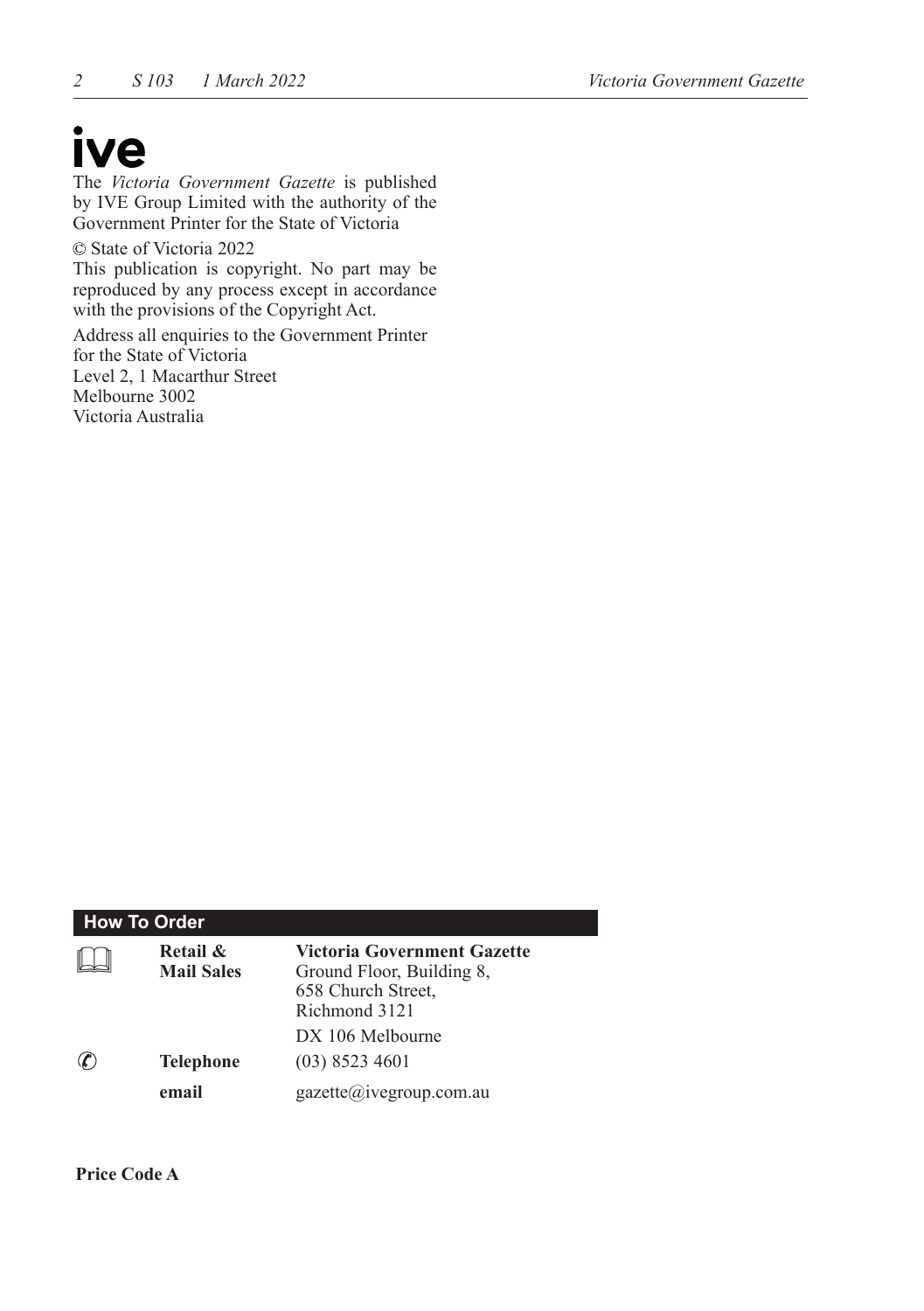**ive**

The *Victoria Government Gazette* is published by IVE Group Limited with the authority of the Government Printer for the State of Victoria

© State of Victoria 2022

This publication is copyright. No part may be reproduced by any process except in accordance with the provisions of the Copyright Act.

Address all enquiries to the Government Printer for the State of Victoria
Level 2, 1 Macarthur Street
Melbourne 3002
Victoria Australia

**How To Order**

| | | |
|---|---|---|
| | **Retail & Mail Sales** | **Victoria Government Gazette** Ground Floor, Building 8, 658 Church Street, Richmond 3121 |
| | | DX 106 Melbourne |
| | **Telephone** | (03) 8523 4601 |
| | **email** | gazette@ivegroup.com.au |

**Price Code A**